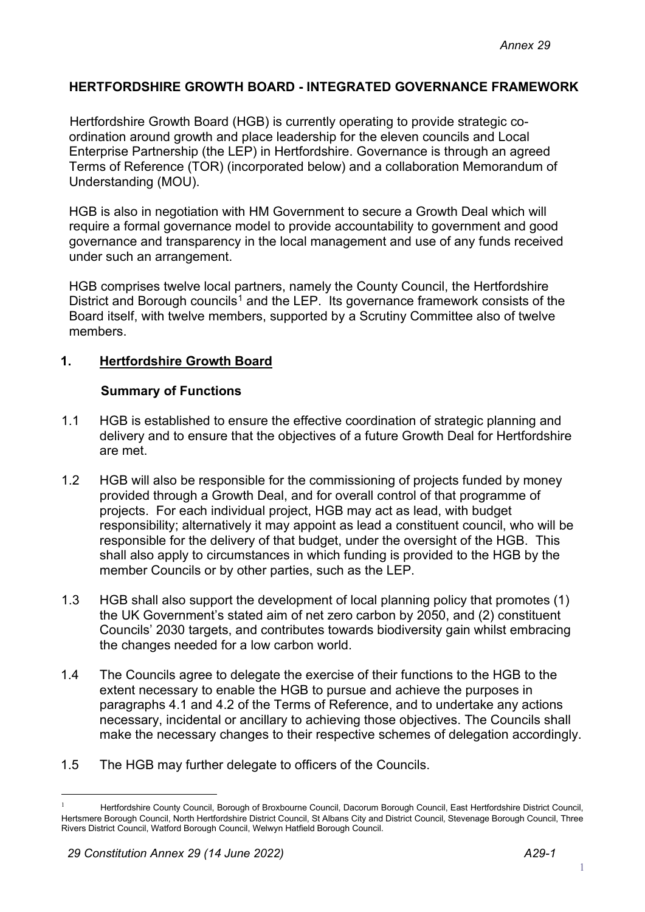Annex 29

# HERTFORDSHIRE GROWTH BOARD - INTEGRATED GOVERNANCE FRAMEWORK

Hertfordshire Growth Board (HGB) is currently operating to provide strategic co-ordination around growth and place leadership for the eleven councils and Local Enterprise Partnership (the LEP) in Hertfordshire. Governance is through an agreed Terms of Reference (TOR) (incorporated below) and a collaboration Memorandum of Understanding (MOU).

HGB is also in negotiation with HM Government to secure a Growth Deal which will require a formal governance model to provide accountability to government and good governance and transparency in the local management and use of any funds received under such an arrangement.

HGB comprises twelve local partners, namely the County Council, the Hertfordshire District and Borough councils[1] and the LEP. Its governance framework consists of the Board itself, with twelve members, supported by a Scrutiny Committee also of twelve members.

## 1. Hertfordshire Growth Board

### Summary of Functions

1.1 HGB is established to ensure the effective coordination of strategic planning and delivery and to ensure that the objectives of a future Growth Deal for Hertfordshire are met.

1.2 HGB will also be responsible for the commissioning of projects funded by money provided through a Growth Deal, and for overall control of that programme of projects. For each individual project, HGB may act as lead, with budget responsibility; alternatively it may appoint as lead a constituent council, who will be responsible for the delivery of that budget, under the oversight of the HGB. This shall also apply to circumstances in which funding is provided to the HGB by the member Councils or by other parties, such as the LEP.

1.3 HGB shall also support the development of local planning policy that promotes (1) the UK Government's stated aim of net zero carbon by 2050, and (2) constituent Councils' 2030 targets, and contributes towards biodiversity gain whilst embracing the changes needed for a low carbon world.

1.4 The Councils agree to delegate the exercise of their functions to the HGB to the extent necessary to enable the HGB to pursue and achieve the purposes in paragraphs 4.1 and 4.2 of the Terms of Reference, and to undertake any actions necessary, incidental or ancillary to achieving those objectives. The Councils shall make the necessary changes to their respective schemes of delegation accordingly.

1.5 The HGB may further delegate to officers of the Councils.

---

[1] Hertfordshire County Council, Borough of Broxbourne Council, Dacorum Borough Council, East Hertfordshire District Council, Hertsmere Borough Council, North Hertfordshire District Council, St Albans City and District Council, Stevenage Borough Council, Three Rivers District Council, Watford Borough Council, Welwyn Hatfield Borough Council.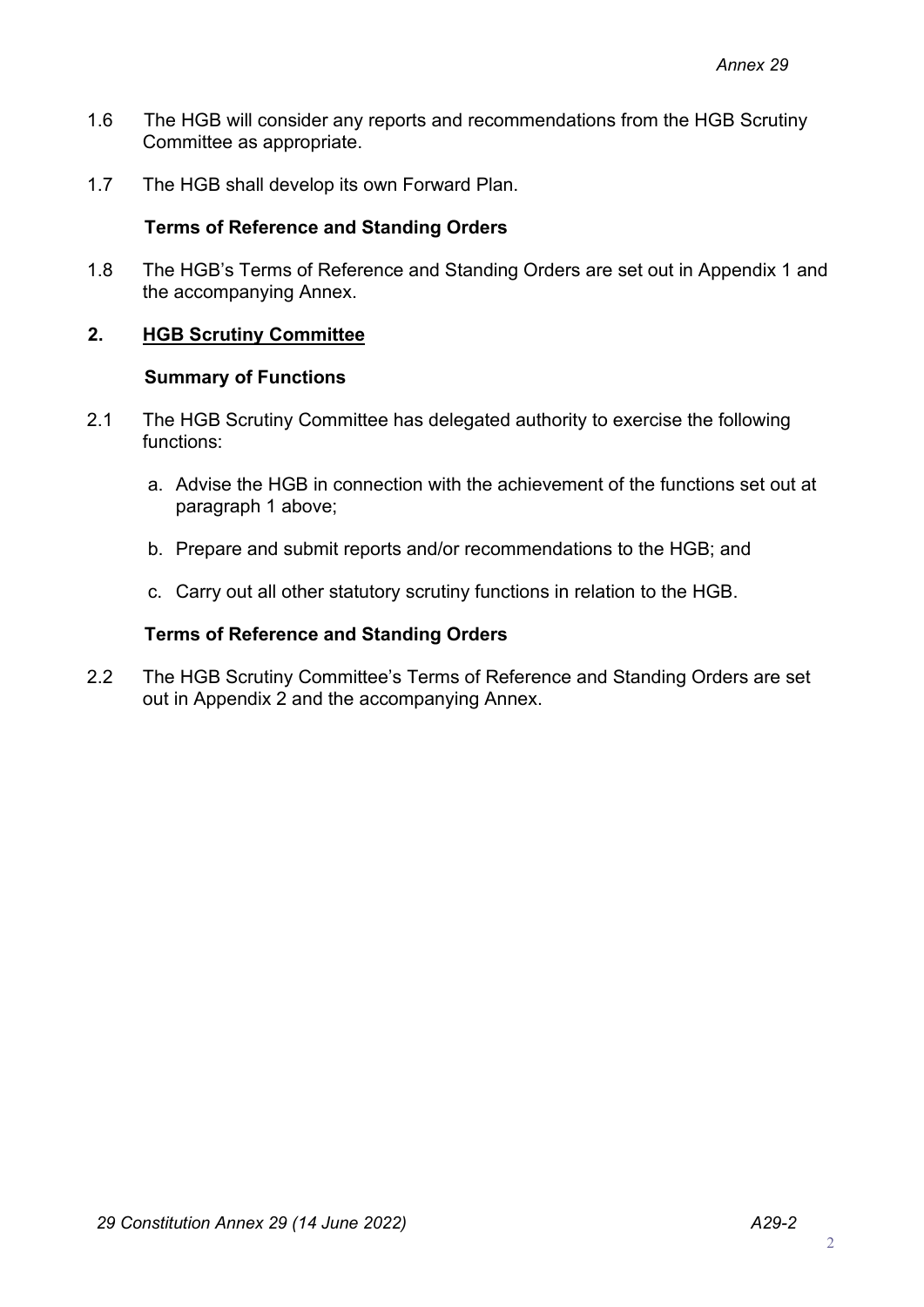1.6 The HGB will consider any reports and recommendations from the HGB Scrutiny Committee as appropriate.

1.7 The HGB shall develop its own Forward Plan.

**Terms of Reference and Standing Orders**

1.8 The HGB's Terms of Reference and Standing Orders are set out in Appendix 1 and the accompanying Annex.

## 2. <u>HGB Scrutiny Committee</u>

**Summary of Functions**

2.1 The HGB Scrutiny Committee has delegated authority to exercise the following functions:

a. Advise the HGB in connection with the achievement of the functions set out at paragraph 1 above;

b. Prepare and submit reports and/or recommendations to the HGB; and

c. Carry out all other statutory scrutiny functions in relation to the HGB.

**Terms of Reference and Standing Orders**

2.2 The HGB Scrutiny Committee's Terms of Reference and Standing Orders are set out in Appendix 2 and the accompanying Annex.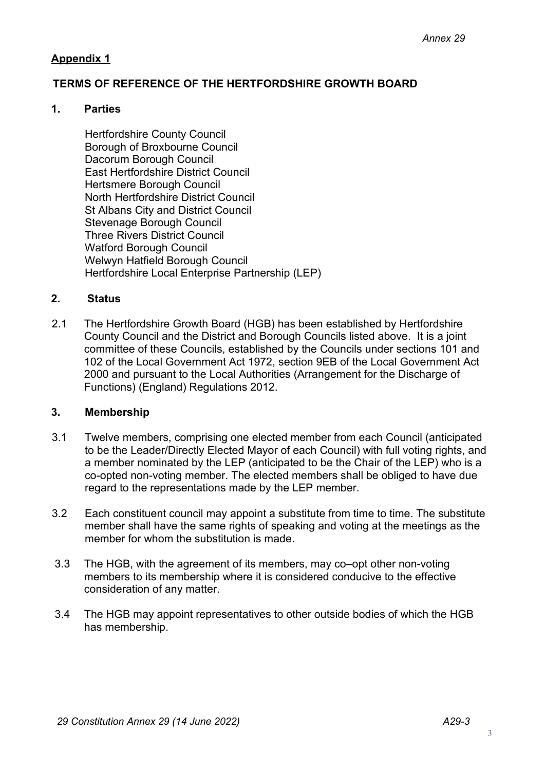**Appendix 1**

## TERMS OF REFERENCE OF THE HERTFORDSHIRE GROWTH BOARD

### 1. Parties

Hertfordshire County Council
Borough of Broxbourne Council
Dacorum Borough Council
East Hertfordshire District Council
Hertsmere Borough Council
North Hertfordshire District Council
St Albans City and District Council
Stevenage Borough Council
Three Rivers District Council
Watford Borough Council
Welwyn Hatfield Borough Council
Hertfordshire Local Enterprise Partnership (LEP)

### 2. Status

2.1 The Hertfordshire Growth Board (HGB) has been established by Hertfordshire County Council and the District and Borough Councils listed above. It is a joint committee of these Councils, established by the Councils under sections 101 and 102 of the Local Government Act 1972, section 9EB of the Local Government Act 2000 and pursuant to the Local Authorities (Arrangement for the Discharge of Functions) (England) Regulations 2012.

### 3. Membership

3.1 Twelve members, comprising one elected member from each Council (anticipated to be the Leader/Directly Elected Mayor of each Council) with full voting rights, and a member nominated by the LEP (anticipated to be the Chair of the LEP) who is a co-opted non-voting member. The elected members shall be obliged to have due regard to the representations made by the LEP member.

3.2 Each constituent council may appoint a substitute from time to time. The substitute member shall have the same rights of speaking and voting at the meetings as the member for whom the substitution is made.

3.3 The HGB, with the agreement of its members, may co–opt other non-voting members to its membership where it is considered conducive to the effective consideration of any matter.

3.4 The HGB may appoint representatives to other outside bodies of which the HGB has membership.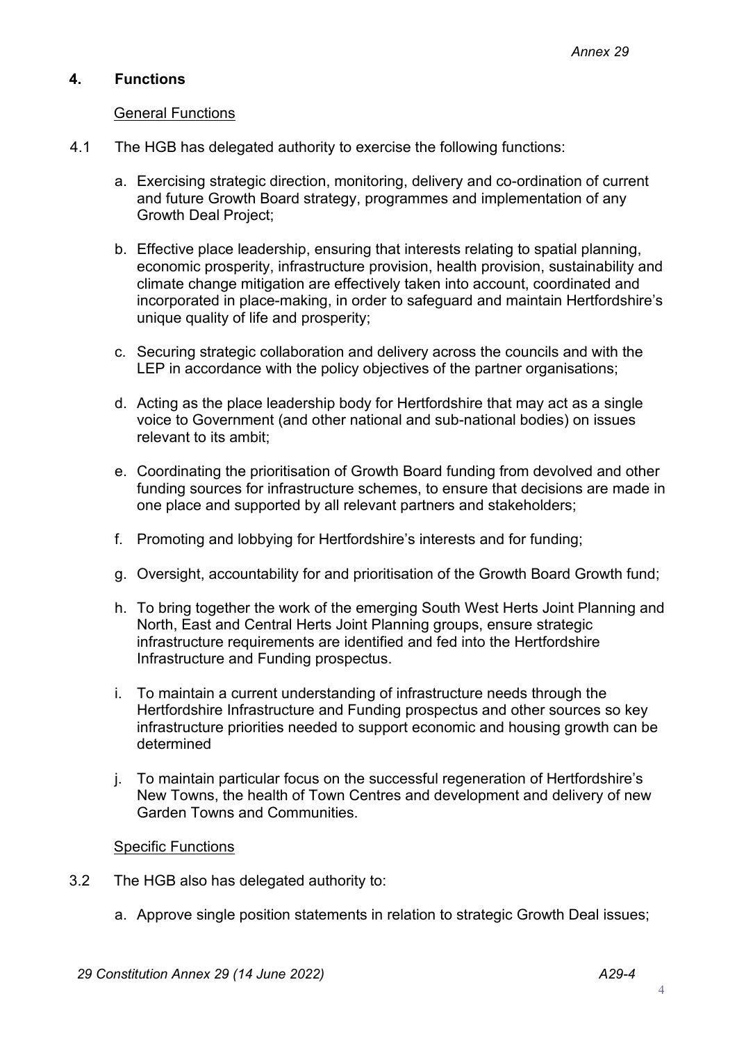## 4. Functions

General Functions

4.1 The HGB has delegated authority to exercise the following functions:

a. Exercising strategic direction, monitoring, delivery and co-ordination of current and future Growth Board strategy, programmes and implementation of any Growth Deal Project;

b. Effective place leadership, ensuring that interests relating to spatial planning, economic prosperity, infrastructure provision, health provision, sustainability and climate change mitigation are effectively taken into account, coordinated and incorporated in place-making, in order to safeguard and maintain Hertfordshire's unique quality of life and prosperity;

c. Securing strategic collaboration and delivery across the councils and with the LEP in accordance with the policy objectives of the partner organisations;

d. Acting as the place leadership body for Hertfordshire that may act as a single voice to Government (and other national and sub-national bodies) on issues relevant to its ambit;

e. Coordinating the prioritisation of Growth Board funding from devolved and other funding sources for infrastructure schemes, to ensure that decisions are made in one place and supported by all relevant partners and stakeholders;

f. Promoting and lobbying for Hertfordshire's interests and for funding;

g. Oversight, accountability for and prioritisation of the Growth Board Growth fund;

h. To bring together the work of the emerging South West Herts Joint Planning and North, East and Central Herts Joint Planning groups, ensure strategic infrastructure requirements are identified and fed into the Hertfordshire Infrastructure and Funding prospectus.

i. To maintain a current understanding of infrastructure needs through the Hertfordshire Infrastructure and Funding prospectus and other sources so key infrastructure priorities needed to support economic and housing growth can be determined

j. To maintain particular focus on the successful regeneration of Hertfordshire's New Towns, the health of Town Centres and development and delivery of new Garden Towns and Communities.

Specific Functions

3.2 The HGB also has delegated authority to:

a. Approve single position statements in relation to strategic Growth Deal issues;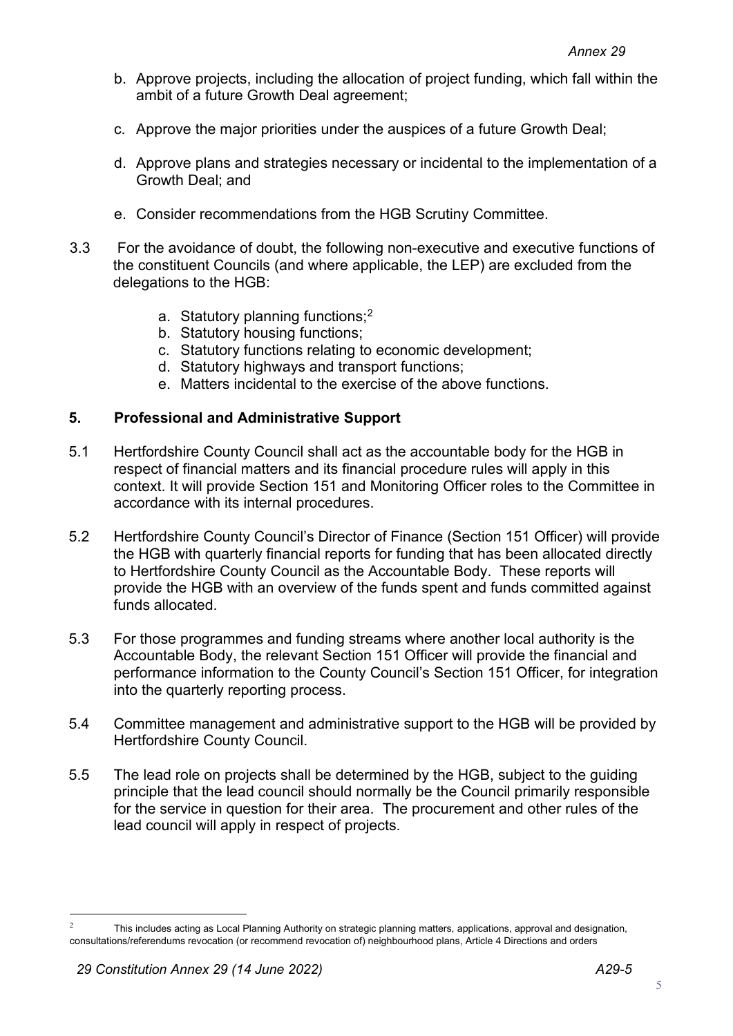b. Approve projects, including the allocation of project funding, which fall within the ambit of a future Growth Deal agreement;

c. Approve the major priorities under the auspices of a future Growth Deal;

d. Approve plans and strategies necessary or incidental to the implementation of a Growth Deal; and

e. Consider recommendations from the HGB Scrutiny Committee.

3.3 For the avoidance of doubt, the following non-executive and executive functions of the constituent Councils (and where applicable, the LEP) are excluded from the delegations to the HGB:

a. Statutory planning functions;[2]
b. Statutory housing functions;
c. Statutory functions relating to economic development;
d. Statutory highways and transport functions;
e. Matters incidental to the exercise of the above functions.

## 5. Professional and Administrative Support

5.1 Hertfordshire County Council shall act as the accountable body for the HGB in respect of financial matters and its financial procedure rules will apply in this context. It will provide Section 151 and Monitoring Officer roles to the Committee in accordance with its internal procedures.

5.2 Hertfordshire County Council's Director of Finance (Section 151 Officer) will provide the HGB with quarterly financial reports for funding that has been allocated directly to Hertfordshire County Council as the Accountable Body. These reports will provide the HGB with an overview of the funds spent and funds committed against funds allocated.

5.3 For those programmes and funding streams where another local authority is the Accountable Body, the relevant Section 151 Officer will provide the financial and performance information to the County Council's Section 151 Officer, for integration into the quarterly reporting process.

5.4 Committee management and administrative support to the HGB will be provided by Hertfordshire County Council.

5.5 The lead role on projects shall be determined by the HGB, subject to the guiding principle that the lead council should normally be the Council primarily responsible for the service in question for their area. The procurement and other rules of the lead council will apply in respect of projects.

---

[2] This includes acting as Local Planning Authority on strategic planning matters, applications, approval and designation, consultations/referendums revocation (or recommend revocation of) neighbourhood plans, Article 4 Directions and orders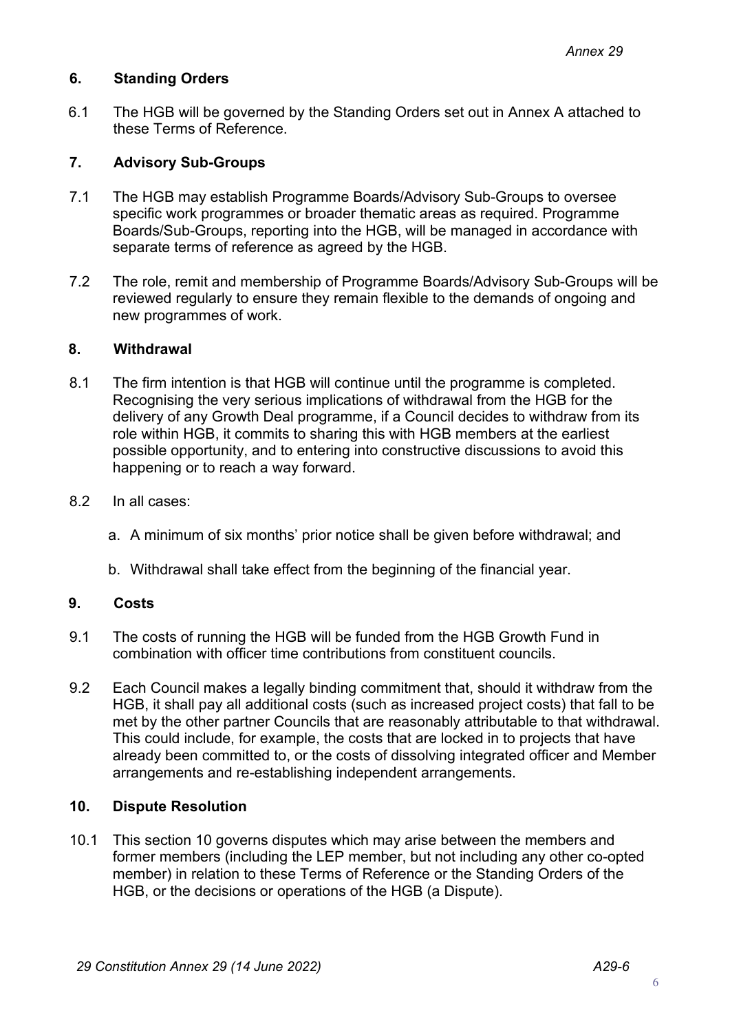## 6. Standing Orders

6.1 The HGB will be governed by the Standing Orders set out in Annex A attached to these Terms of Reference.

## 7. Advisory Sub-Groups

7.1 The HGB may establish Programme Boards/Advisory Sub-Groups to oversee specific work programmes or broader thematic areas as required. Programme Boards/Sub-Groups, reporting into the HGB, will be managed in accordance with separate terms of reference as agreed by the HGB.

7.2 The role, remit and membership of Programme Boards/Advisory Sub-Groups will be reviewed regularly to ensure they remain flexible to the demands of ongoing and new programmes of work.

## 8. Withdrawal

8.1 The firm intention is that HGB will continue until the programme is completed. Recognising the very serious implications of withdrawal from the HGB for the delivery of any Growth Deal programme, if a Council decides to withdraw from its role within HGB, it commits to sharing this with HGB members at the earliest possible opportunity, and to entering into constructive discussions to avoid this happening or to reach a way forward.

8.2 In all cases:

a. A minimum of six months' prior notice shall be given before withdrawal; and

b. Withdrawal shall take effect from the beginning of the financial year.

## 9. Costs

9.1 The costs of running the HGB will be funded from the HGB Growth Fund in combination with officer time contributions from constituent councils.

9.2 Each Council makes a legally binding commitment that, should it withdraw from the HGB, it shall pay all additional costs (such as increased project costs) that fall to be met by the other partner Councils that are reasonably attributable to that withdrawal. This could include, for example, the costs that are locked in to projects that have already been committed to, or the costs of dissolving integrated officer and Member arrangements and re-establishing independent arrangements.

## 10. Dispute Resolution

10.1 This section 10 governs disputes which may arise between the members and former members (including the LEP member, but not including any other co-opted member) in relation to these Terms of Reference or the Standing Orders of the HGB, or the decisions or operations of the HGB (a Dispute).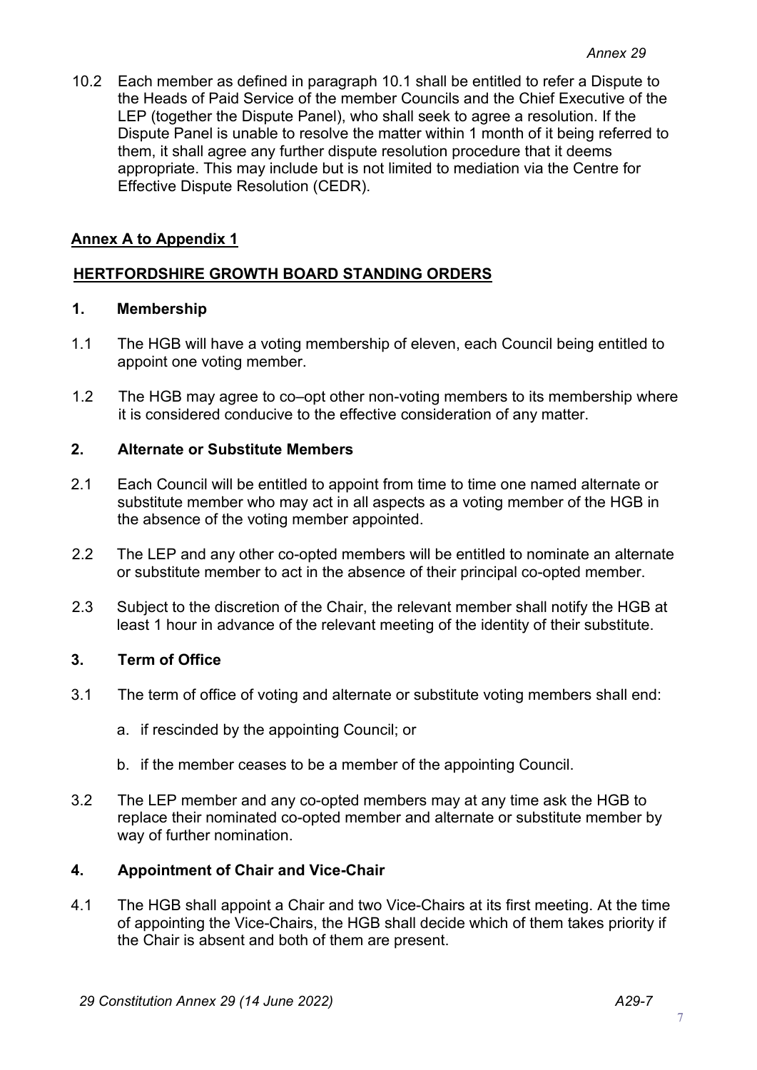10.2 Each member as defined in paragraph 10.1 shall be entitled to refer a Dispute to the Heads of Paid Service of the member Councils and the Chief Executive of the LEP (together the Dispute Panel), who shall seek to agree a resolution. If the Dispute Panel is unable to resolve the matter within 1 month of it being referred to them, it shall agree any further dispute resolution procedure that it deems appropriate. This may include but is not limited to mediation via the Centre for Effective Dispute Resolution (CEDR).

## **Annex A to Appendix 1**

## **HERTFORDSHIRE GROWTH BOARD STANDING ORDERS**

### **1. Membership**

1.1 The HGB will have a voting membership of eleven, each Council being entitled to appoint one voting member.

1.2 The HGB may agree to co–opt other non-voting members to its membership where it is considered conducive to the effective consideration of any matter.

### **2. Alternate or Substitute Members**

2.1 Each Council will be entitled to appoint from time to time one named alternate or substitute member who may act in all aspects as a voting member of the HGB in the absence of the voting member appointed.

2.2 The LEP and any other co-opted members will be entitled to nominate an alternate or substitute member to act in the absence of their principal co-opted member.

2.3 Subject to the discretion of the Chair, the relevant member shall notify the HGB at least 1 hour in advance of the relevant meeting of the identity of their substitute.

### **3. Term of Office**

3.1 The term of office of voting and alternate or substitute voting members shall end:

a. if rescinded by the appointing Council; or

b. if the member ceases to be a member of the appointing Council.

3.2 The LEP member and any co-opted members may at any time ask the HGB to replace their nominated co-opted member and alternate or substitute member by way of further nomination.

### **4. Appointment of Chair and Vice-Chair**

4.1 The HGB shall appoint a Chair and two Vice-Chairs at its first meeting. At the time of appointing the Vice-Chairs, the HGB shall decide which of them takes priority if the Chair is absent and both of them are present.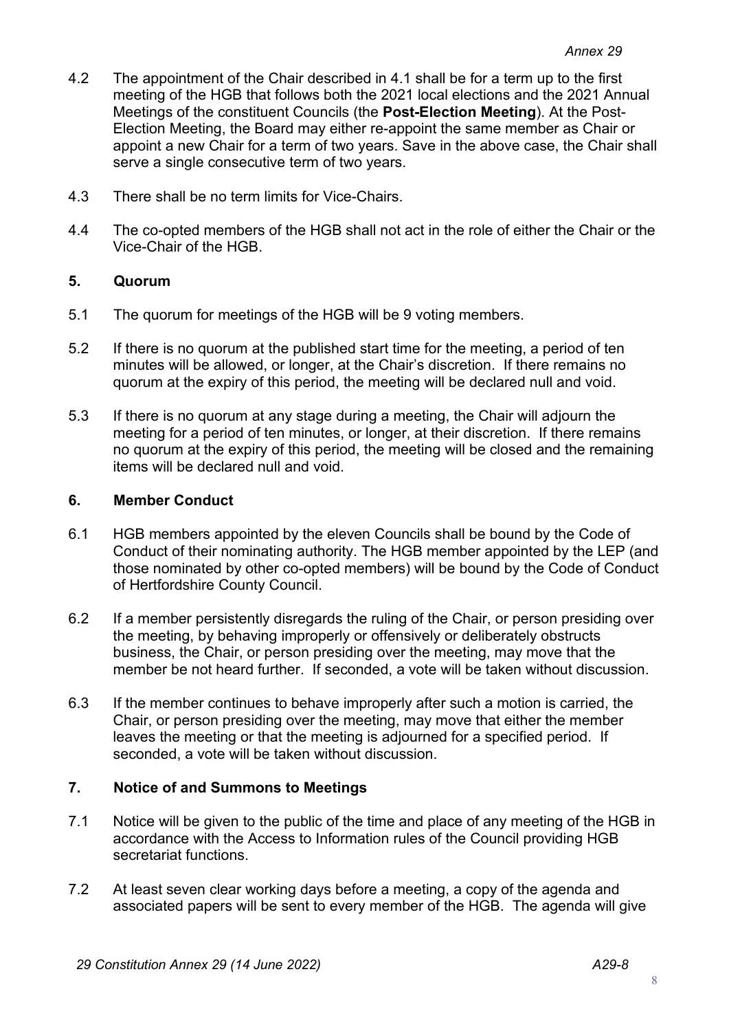4.2 The appointment of the Chair described in 4.1 shall be for a term up to the first meeting of the HGB that follows both the 2021 local elections and the 2021 Annual Meetings of the constituent Councils (the **Post-Election Meeting**). At the Post-Election Meeting, the Board may either re-appoint the same member as Chair or appoint a new Chair for a term of two years. Save in the above case, the Chair shall serve a single consecutive term of two years.

4.3 There shall be no term limits for Vice-Chairs.

4.4 The co-opted members of the HGB shall not act in the role of either the Chair or the Vice-Chair of the HGB.

## 5. Quorum

5.1 The quorum for meetings of the HGB will be 9 voting members.

5.2 If there is no quorum at the published start time for the meeting, a period of ten minutes will be allowed, or longer, at the Chair's discretion. If there remains no quorum at the expiry of this period, the meeting will be declared null and void.

5.3 If there is no quorum at any stage during a meeting, the Chair will adjourn the meeting for a period of ten minutes, or longer, at their discretion. If there remains no quorum at the expiry of this period, the meeting will be closed and the remaining items will be declared null and void.

## 6. Member Conduct

6.1 HGB members appointed by the eleven Councils shall be bound by the Code of Conduct of their nominating authority. The HGB member appointed by the LEP (and those nominated by other co-opted members) will be bound by the Code of Conduct of Hertfordshire County Council.

6.2 If a member persistently disregards the ruling of the Chair, or person presiding over the meeting, by behaving improperly or offensively or deliberately obstructs business, the Chair, or person presiding over the meeting, may move that the member be not heard further. If seconded, a vote will be taken without discussion.

6.3 If the member continues to behave improperly after such a motion is carried, the Chair, or person presiding over the meeting, may move that either the member leaves the meeting or that the meeting is adjourned for a specified period. If seconded, a vote will be taken without discussion.

## 7. Notice of and Summons to Meetings

7.1 Notice will be given to the public of the time and place of any meeting of the HGB in accordance with the Access to Information rules of the Council providing HGB secretariat functions.

7.2 At least seven clear working days before a meeting, a copy of the agenda and associated papers will be sent to every member of the HGB. The agenda will give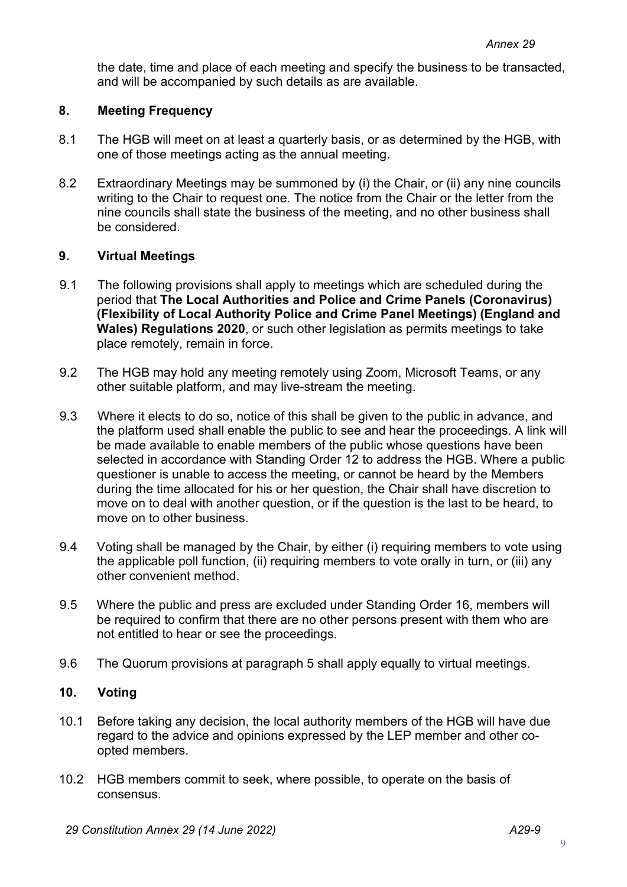the date, time and place of each meeting and specify the business to be transacted, and will be accompanied by such details as are available.

## 8. Meeting Frequency

8.1 The HGB will meet on at least a quarterly basis, or as determined by the HGB, with one of those meetings acting as the annual meeting.

8.2 Extraordinary Meetings may be summoned by (i) the Chair, or (ii) any nine councils writing to the Chair to request one. The notice from the Chair or the letter from the nine councils shall state the business of the meeting, and no other business shall be considered.

## 9. Virtual Meetings

9.1 The following provisions shall apply to meetings which are scheduled during the period that **The Local Authorities and Police and Crime Panels (Coronavirus) (Flexibility of Local Authority Police and Crime Panel Meetings) (England and Wales) Regulations 2020**, or such other legislation as permits meetings to take place remotely, remain in force.

9.2 The HGB may hold any meeting remotely using Zoom, Microsoft Teams, or any other suitable platform, and may live-stream the meeting.

9.3 Where it elects to do so, notice of this shall be given to the public in advance, and the platform used shall enable the public to see and hear the proceedings. A link will be made available to enable members of the public whose questions have been selected in accordance with Standing Order 12 to address the HGB. Where a public questioner is unable to access the meeting, or cannot be heard by the Members during the time allocated for his or her question, the Chair shall have discretion to move on to deal with another question, or if the question is the last to be heard, to move on to other business.

9.4 Voting shall be managed by the Chair, by either (i) requiring members to vote using the applicable poll function, (ii) requiring members to vote orally in turn, or (iii) any other convenient method.

9.5 Where the public and press are excluded under Standing Order 16, members will be required to confirm that there are no other persons present with them who are not entitled to hear or see the proceedings.

9.6 The Quorum provisions at paragraph 5 shall apply equally to virtual meetings.

## 10. Voting

10.1 Before taking any decision, the local authority members of the HGB will have due regard to the advice and opinions expressed by the LEP member and other co-opted members.

10.2 HGB members commit to seek, where possible, to operate on the basis of consensus.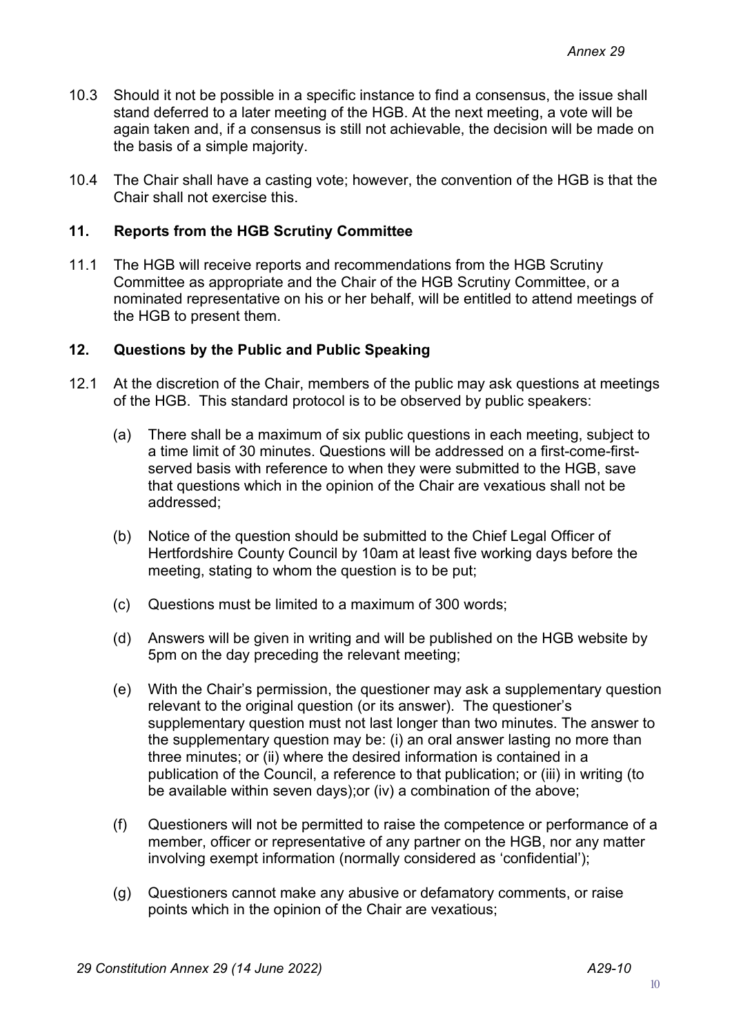10.3 Should it not be possible in a specific instance to find a consensus, the issue shall stand deferred to a later meeting of the HGB. At the next meeting, a vote will be again taken and, if a consensus is still not achievable, the decision will be made on the basis of a simple majority.

10.4 The Chair shall have a casting vote; however, the convention of the HGB is that the Chair shall not exercise this.

## 11. Reports from the HGB Scrutiny Committee

11.1 The HGB will receive reports and recommendations from the HGB Scrutiny Committee as appropriate and the Chair of the HGB Scrutiny Committee, or a nominated representative on his or her behalf, will be entitled to attend meetings of the HGB to present them.

## 12. Questions by the Public and Public Speaking

12.1 At the discretion of the Chair, members of the public may ask questions at meetings of the HGB. This standard protocol is to be observed by public speakers:

(a) There shall be a maximum of six public questions in each meeting, subject to a time limit of 30 minutes. Questions will be addressed on a first-come-first-served basis with reference to when they were submitted to the HGB, save that questions which in the opinion of the Chair are vexatious shall not be addressed;

(b) Notice of the question should be submitted to the Chief Legal Officer of Hertfordshire County Council by 10am at least five working days before the meeting, stating to whom the question is to be put;

(c) Questions must be limited to a maximum of 300 words;

(d) Answers will be given in writing and will be published on the HGB website by 5pm on the day preceding the relevant meeting;

(e) With the Chair's permission, the questioner may ask a supplementary question relevant to the original question (or its answer). The questioner's supplementary question must not last longer than two minutes. The answer to the supplementary question may be: (i) an oral answer lasting no more than three minutes; or (ii) where the desired information is contained in a publication of the Council, a reference to that publication; or (iii) in writing (to be available within seven days);or (iv) a combination of the above;

(f) Questioners will not be permitted to raise the competence or performance of a member, officer or representative of any partner on the HGB, nor any matter involving exempt information (normally considered as 'confidential');

(g) Questioners cannot make any abusive or defamatory comments, or raise points which in the opinion of the Chair are vexatious;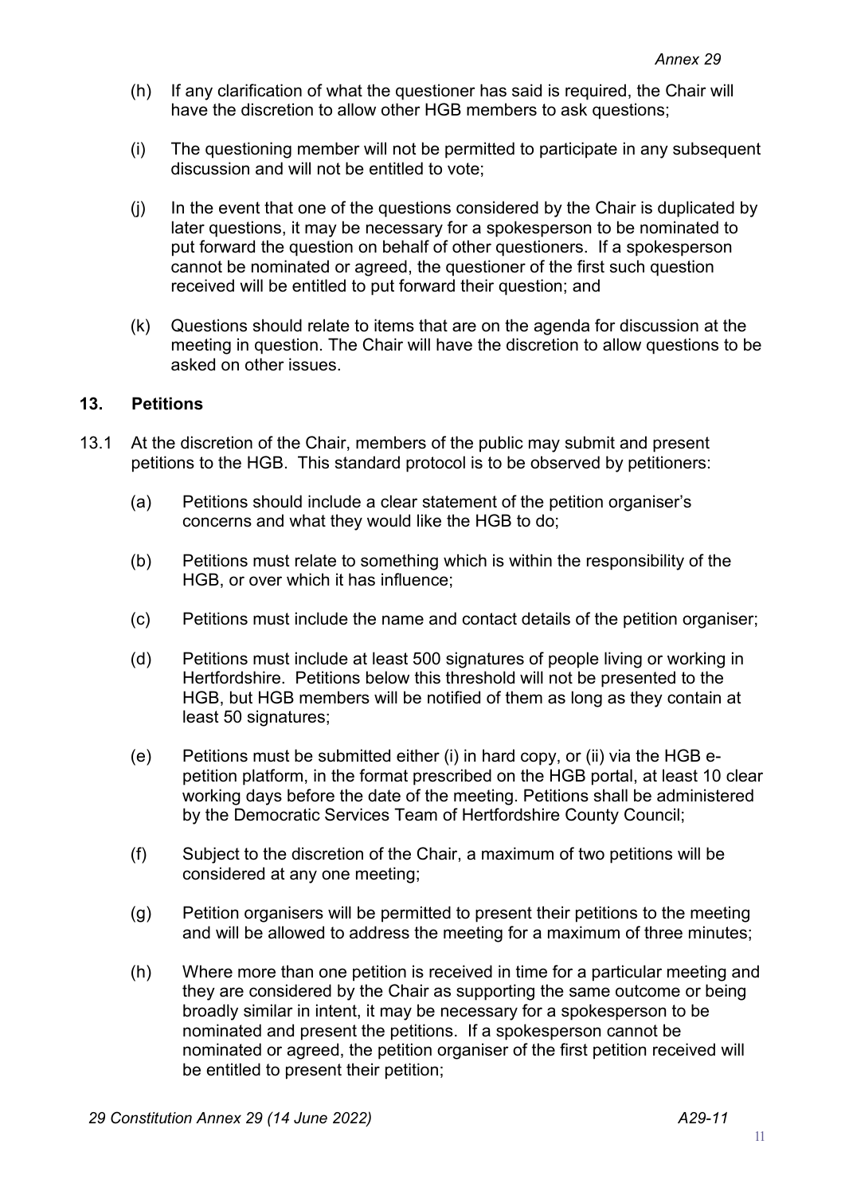(h) If any clarification of what the questioner has said is required, the Chair will have the discretion to allow other HGB members to ask questions;

(i) The questioning member will not be permitted to participate in any subsequent discussion and will not be entitled to vote;

(j) In the event that one of the questions considered by the Chair is duplicated by later questions, it may be necessary for a spokesperson to be nominated to put forward the question on behalf of other questioners. If a spokesperson cannot be nominated or agreed, the questioner of the first such question received will be entitled to put forward their question; and

(k) Questions should relate to items that are on the agenda for discussion at the meeting in question. The Chair will have the discretion to allow questions to be asked on other issues.

## 13. Petitions

13.1 At the discretion of the Chair, members of the public may submit and present petitions to the HGB. This standard protocol is to be observed by petitioners:

(a) Petitions should include a clear statement of the petition organiser's concerns and what they would like the HGB to do;

(b) Petitions must relate to something which is within the responsibility of the HGB, or over which it has influence;

(c) Petitions must include the name and contact details of the petition organiser;

(d) Petitions must include at least 500 signatures of people living or working in Hertfordshire. Petitions below this threshold will not be presented to the HGB, but HGB members will be notified of them as long as they contain at least 50 signatures;

(e) Petitions must be submitted either (i) in hard copy, or (ii) via the HGB e-petition platform, in the format prescribed on the HGB portal, at least 10 clear working days before the date of the meeting. Petitions shall be administered by the Democratic Services Team of Hertfordshire County Council;

(f) Subject to the discretion of the Chair, a maximum of two petitions will be considered at any one meeting;

(g) Petition organisers will be permitted to present their petitions to the meeting and will be allowed to address the meeting for a maximum of three minutes;

(h) Where more than one petition is received in time for a particular meeting and they are considered by the Chair as supporting the same outcome or being broadly similar in intent, it may be necessary for a spokesperson to be nominated and present the petitions. If a spokesperson cannot be nominated or agreed, the petition organiser of the first petition received will be entitled to present their petition;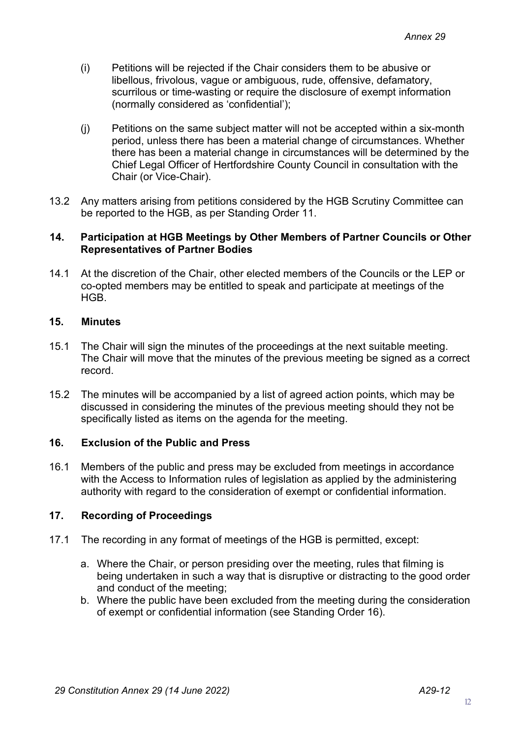(i) Petitions will be rejected if the Chair considers them to be abusive or libellous, frivolous, vague or ambiguous, rude, offensive, defamatory, scurrilous or time-wasting or require the disclosure of exempt information (normally considered as 'confidential');

(j) Petitions on the same subject matter will not be accepted within a six-month period, unless there has been a material change of circumstances. Whether there has been a material change in circumstances will be determined by the Chief Legal Officer of Hertfordshire County Council in consultation with the Chair (or Vice-Chair).

13.2 Any matters arising from petitions considered by the HGB Scrutiny Committee can be reported to the HGB, as per Standing Order 11.

## 14. Participation at HGB Meetings by Other Members of Partner Councils or Other Representatives of Partner Bodies

14.1 At the discretion of the Chair, other elected members of the Councils or the LEP or co-opted members may be entitled to speak and participate at meetings of the HGB.

## 15. Minutes

15.1 The Chair will sign the minutes of the proceedings at the next suitable meeting. The Chair will move that the minutes of the previous meeting be signed as a correct record.

15.2 The minutes will be accompanied by a list of agreed action points, which may be discussed in considering the minutes of the previous meeting should they not be specifically listed as items on the agenda for the meeting.

## 16. Exclusion of the Public and Press

16.1 Members of the public and press may be excluded from meetings in accordance with the Access to Information rules of legislation as applied by the administering authority with regard to the consideration of exempt or confidential information.

## 17. Recording of Proceedings

17.1 The recording in any format of meetings of the HGB is permitted, except:

a. Where the Chair, or person presiding over the meeting, rules that filming is being undertaken in such a way that is disruptive or distracting to the good order and conduct of the meeting;
b. Where the public have been excluded from the meeting during the consideration of exempt or confidential information (see Standing Order 16).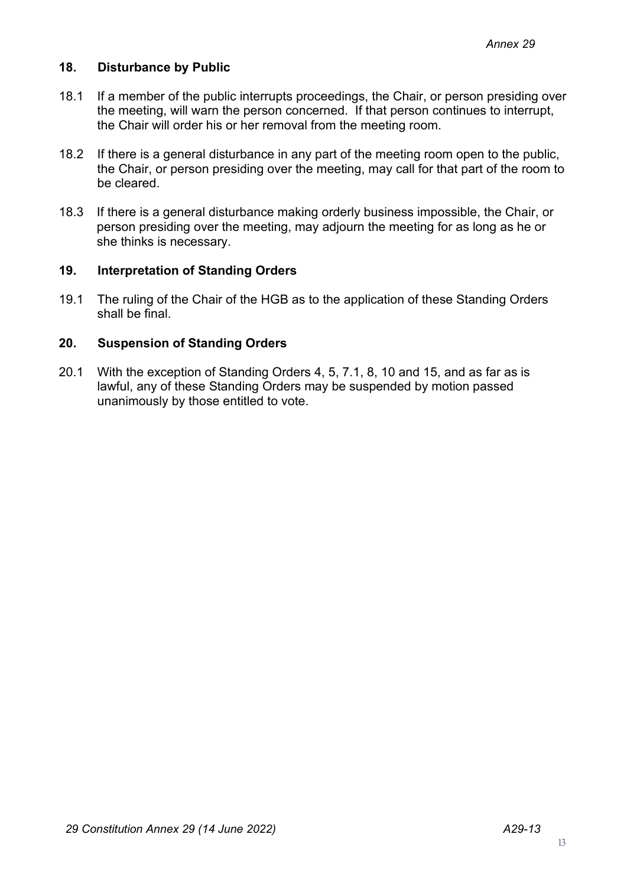## 18. Disturbance by Public

18.1 If a member of the public interrupts proceedings, the Chair, or person presiding over the meeting, will warn the person concerned. If that person continues to interrupt, the Chair will order his or her removal from the meeting room.

18.2 If there is a general disturbance in any part of the meeting room open to the public, the Chair, or person presiding over the meeting, may call for that part of the room to be cleared.

18.3 If there is a general disturbance making orderly business impossible, the Chair, or person presiding over the meeting, may adjourn the meeting for as long as he or she thinks is necessary.

## 19. Interpretation of Standing Orders

19.1 The ruling of the Chair of the HGB as to the application of these Standing Orders shall be final.

## 20. Suspension of Standing Orders

20.1 With the exception of Standing Orders 4, 5, 7.1, 8, 10 and 15, and as far as is lawful, any of these Standing Orders may be suspended by motion passed unanimously by those entitled to vote.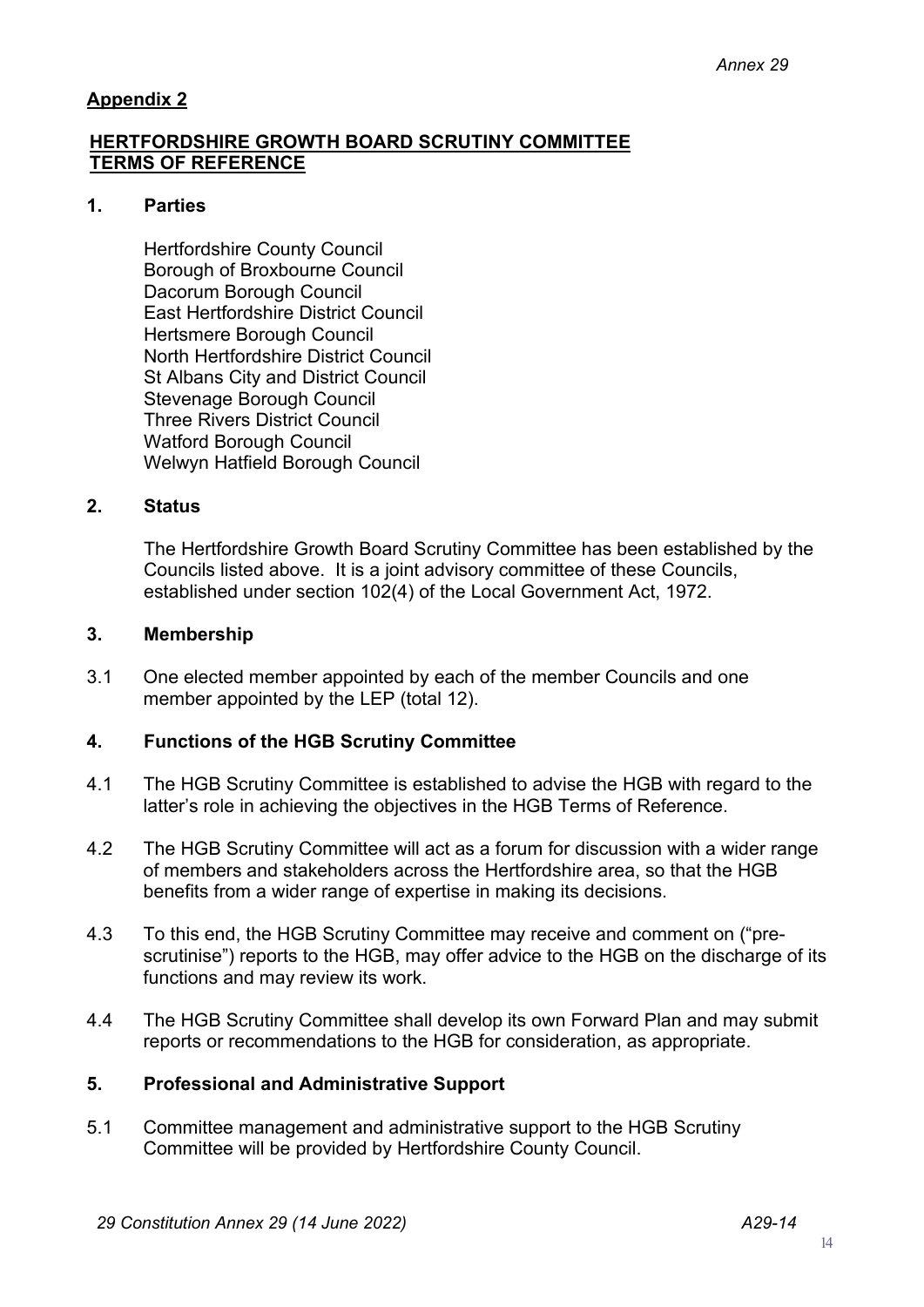## Appendix 2

## HERTFORDSHIRE GROWTH BOARD SCRUTINY COMMITTEE TERMS OF REFERENCE

### 1. Parties

Hertfordshire County Council
Borough of Broxbourne Council
Dacorum Borough Council
East Hertfordshire District Council
Hertsmere Borough Council
North Hertfordshire District Council
St Albans City and District Council
Stevenage Borough Council
Three Rivers District Council
Watford Borough Council
Welwyn Hatfield Borough Council

### 2. Status

The Hertfordshire Growth Board Scrutiny Committee has been established by the Councils listed above. It is a joint advisory committee of these Councils, established under section 102(4) of the Local Government Act, 1972.

### 3. Membership

3.1 One elected member appointed by each of the member Councils and one member appointed by the LEP (total 12).

### 4. Functions of the HGB Scrutiny Committee

4.1 The HGB Scrutiny Committee is established to advise the HGB with regard to the latter's role in achieving the objectives in the HGB Terms of Reference.

4.2 The HGB Scrutiny Committee will act as a forum for discussion with a wider range of members and stakeholders across the Hertfordshire area, so that the HGB benefits from a wider range of expertise in making its decisions.

4.3 To this end, the HGB Scrutiny Committee may receive and comment on ("pre-scrutinise") reports to the HGB, may offer advice to the HGB on the discharge of its functions and may review its work.

4.4 The HGB Scrutiny Committee shall develop its own Forward Plan and may submit reports or recommendations to the HGB for consideration, as appropriate.

### 5. Professional and Administrative Support

5.1 Committee management and administrative support to the HGB Scrutiny Committee will be provided by Hertfordshire County Council.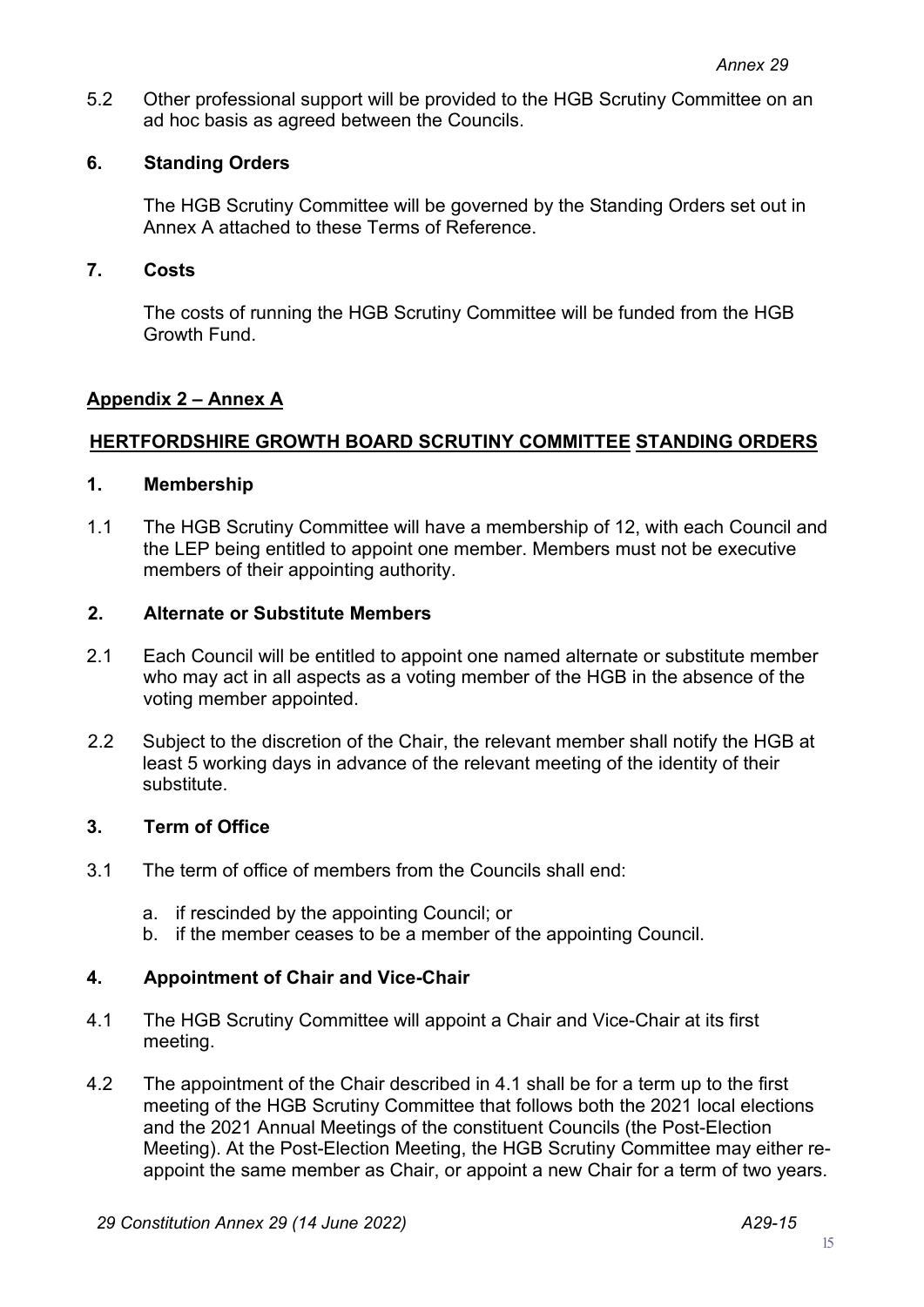5.2 Other professional support will be provided to the HGB Scrutiny Committee on an ad hoc basis as agreed between the Councils.

**6. Standing Orders**

The HGB Scrutiny Committee will be governed by the Standing Orders set out in Annex A attached to these Terms of Reference.

**7. Costs**

The costs of running the HGB Scrutiny Committee will be funded from the HGB Growth Fund.

**Appendix 2 – Annex A**

**HERTFORDSHIRE GROWTH BOARD SCRUTINY COMMITTEE STANDING ORDERS**

**1. Membership**

1.1 The HGB Scrutiny Committee will have a membership of 12, with each Council and the LEP being entitled to appoint one member. Members must not be executive members of their appointing authority.

**2. Alternate or Substitute Members**

2.1 Each Council will be entitled to appoint one named alternate or substitute member who may act in all aspects as a voting member of the HGB in the absence of the voting member appointed.

2.2 Subject to the discretion of the Chair, the relevant member shall notify the HGB at least 5 working days in advance of the relevant meeting of the identity of their substitute.

**3. Term of Office**

3.1 The term of office of members from the Councils shall end:

a. if rescinded by the appointing Council; or
b. if the member ceases to be a member of the appointing Council.

**4. Appointment of Chair and Vice-Chair**

4.1 The HGB Scrutiny Committee will appoint a Chair and Vice-Chair at its first meeting.

4.2 The appointment of the Chair described in 4.1 shall be for a term up to the first meeting of the HGB Scrutiny Committee that follows both the 2021 local elections and the 2021 Annual Meetings of the constituent Councils (the Post-Election Meeting). At the Post-Election Meeting, the HGB Scrutiny Committee may either re-appoint the same member as Chair, or appoint a new Chair for a term of two years.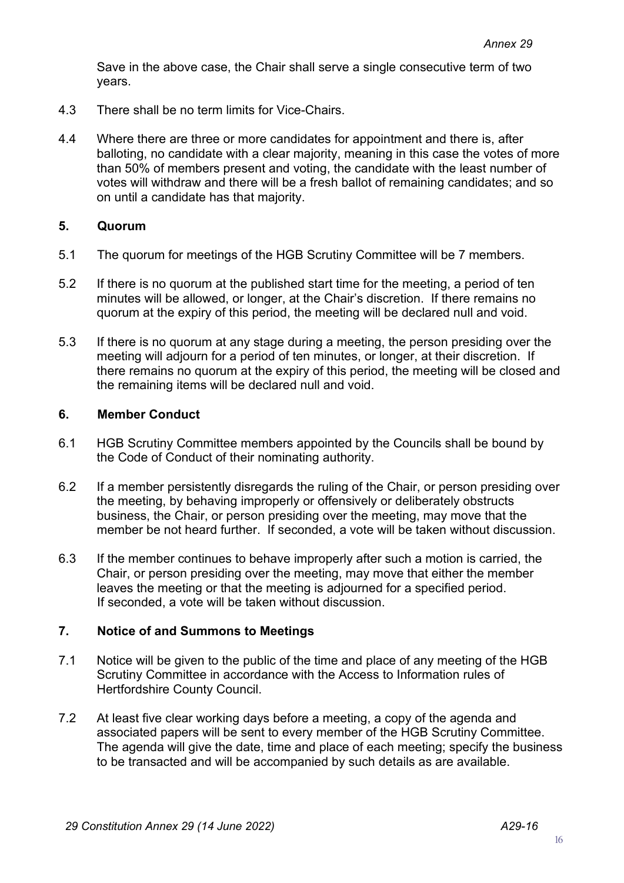Save in the above case, the Chair shall serve a single consecutive term of two years.

4.3 There shall be no term limits for Vice-Chairs.

4.4 Where there are three or more candidates for appointment and there is, after balloting, no candidate with a clear majority, meaning in this case the votes of more than 50% of members present and voting, the candidate with the least number of votes will withdraw and there will be a fresh ballot of remaining candidates; and so on until a candidate has that majority.

## 5. Quorum

5.1 The quorum for meetings of the HGB Scrutiny Committee will be 7 members.

5.2 If there is no quorum at the published start time for the meeting, a period of ten minutes will be allowed, or longer, at the Chair's discretion. If there remains no quorum at the expiry of this period, the meeting will be declared null and void.

5.3 If there is no quorum at any stage during a meeting, the person presiding over the meeting will adjourn for a period of ten minutes, or longer, at their discretion. If there remains no quorum at the expiry of this period, the meeting will be closed and the remaining items will be declared null and void.

## 6. Member Conduct

6.1 HGB Scrutiny Committee members appointed by the Councils shall be bound by the Code of Conduct of their nominating authority.

6.2 If a member persistently disregards the ruling of the Chair, or person presiding over the meeting, by behaving improperly or offensively or deliberately obstructs business, the Chair, or person presiding over the meeting, may move that the member be not heard further. If seconded, a vote will be taken without discussion.

6.3 If the member continues to behave improperly after such a motion is carried, the Chair, or person presiding over the meeting, may move that either the member leaves the meeting or that the meeting is adjourned for a specified period. If seconded, a vote will be taken without discussion.

## 7. Notice of and Summons to Meetings

7.1 Notice will be given to the public of the time and place of any meeting of the HGB Scrutiny Committee in accordance with the Access to Information rules of Hertfordshire County Council.

7.2 At least five clear working days before a meeting, a copy of the agenda and associated papers will be sent to every member of the HGB Scrutiny Committee. The agenda will give the date, time and place of each meeting; specify the business to be transacted and will be accompanied by such details as are available.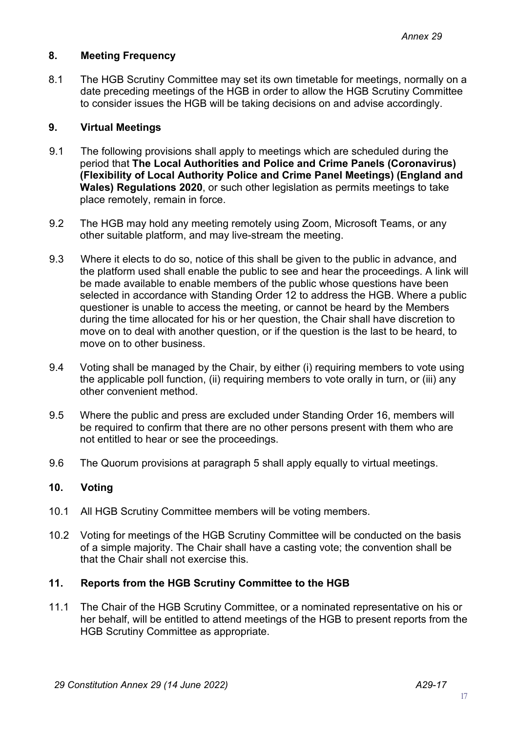## 8. Meeting Frequency

8.1 The HGB Scrutiny Committee may set its own timetable for meetings, normally on a date preceding meetings of the HGB in order to allow the HGB Scrutiny Committee to consider issues the HGB will be taking decisions on and advise accordingly.

## 9. Virtual Meetings

9.1 The following provisions shall apply to meetings which are scheduled during the period that **The Local Authorities and Police and Crime Panels (Coronavirus) (Flexibility of Local Authority Police and Crime Panel Meetings) (England and Wales) Regulations 2020**, or such other legislation as permits meetings to take place remotely, remain in force.

9.2 The HGB may hold any meeting remotely using Zoom, Microsoft Teams, or any other suitable platform, and may live-stream the meeting.

9.3 Where it elects to do so, notice of this shall be given to the public in advance, and the platform used shall enable the public to see and hear the proceedings. A link will be made available to enable members of the public whose questions have been selected in accordance with Standing Order 12 to address the HGB. Where a public questioner is unable to access the meeting, or cannot be heard by the Members during the time allocated for his or her question, the Chair shall have discretion to move on to deal with another question, or if the question is the last to be heard, to move on to other business.

9.4 Voting shall be managed by the Chair, by either (i) requiring members to vote using the applicable poll function, (ii) requiring members to vote orally in turn, or (iii) any other convenient method.

9.5 Where the public and press are excluded under Standing Order 16, members will be required to confirm that there are no other persons present with them who are not entitled to hear or see the proceedings.

9.6 The Quorum provisions at paragraph 5 shall apply equally to virtual meetings.

## 10. Voting

10.1 All HGB Scrutiny Committee members will be voting members.

10.2 Voting for meetings of the HGB Scrutiny Committee will be conducted on the basis of a simple majority. The Chair shall have a casting vote; the convention shall be that the Chair shall not exercise this.

## 11. Reports from the HGB Scrutiny Committee to the HGB

11.1 The Chair of the HGB Scrutiny Committee, or a nominated representative on his or her behalf, will be entitled to attend meetings of the HGB to present reports from the HGB Scrutiny Committee as appropriate.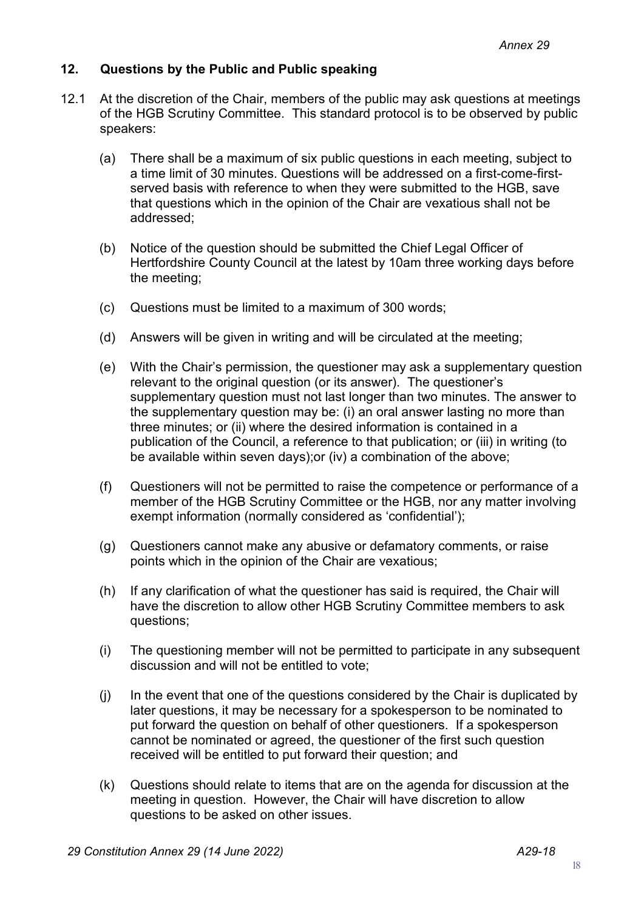## 12. Questions by the Public and Public speaking

12.1 At the discretion of the Chair, members of the public may ask questions at meetings of the HGB Scrutiny Committee. This standard protocol is to be observed by public speakers:

(a) There shall be a maximum of six public questions in each meeting, subject to a time limit of 30 minutes. Questions will be addressed on a first-come-first-served basis with reference to when they were submitted to the HGB, save that questions which in the opinion of the Chair are vexatious shall not be addressed;

(b) Notice of the question should be submitted the Chief Legal Officer of Hertfordshire County Council at the latest by 10am three working days before the meeting;

(c) Questions must be limited to a maximum of 300 words;

(d) Answers will be given in writing and will be circulated at the meeting;

(e) With the Chair's permission, the questioner may ask a supplementary question relevant to the original question (or its answer). The questioner's supplementary question must not last longer than two minutes. The answer to the supplementary question may be: (i) an oral answer lasting no more than three minutes; or (ii) where the desired information is contained in a publication of the Council, a reference to that publication; or (iii) in writing (to be available within seven days);or (iv) a combination of the above;

(f) Questioners will not be permitted to raise the competence or performance of a member of the HGB Scrutiny Committee or the HGB, nor any matter involving exempt information (normally considered as 'confidential');

(g) Questioners cannot make any abusive or defamatory comments, or raise points which in the opinion of the Chair are vexatious;

(h) If any clarification of what the questioner has said is required, the Chair will have the discretion to allow other HGB Scrutiny Committee members to ask questions;

(i) The questioning member will not be permitted to participate in any subsequent discussion and will not be entitled to vote;

(j) In the event that one of the questions considered by the Chair is duplicated by later questions, it may be necessary for a spokesperson to be nominated to put forward the question on behalf of other questioners. If a spokesperson cannot be nominated or agreed, the questioner of the first such question received will be entitled to put forward their question; and

(k) Questions should relate to items that are on the agenda for discussion at the meeting in question. However, the Chair will have discretion to allow questions to be asked on other issues.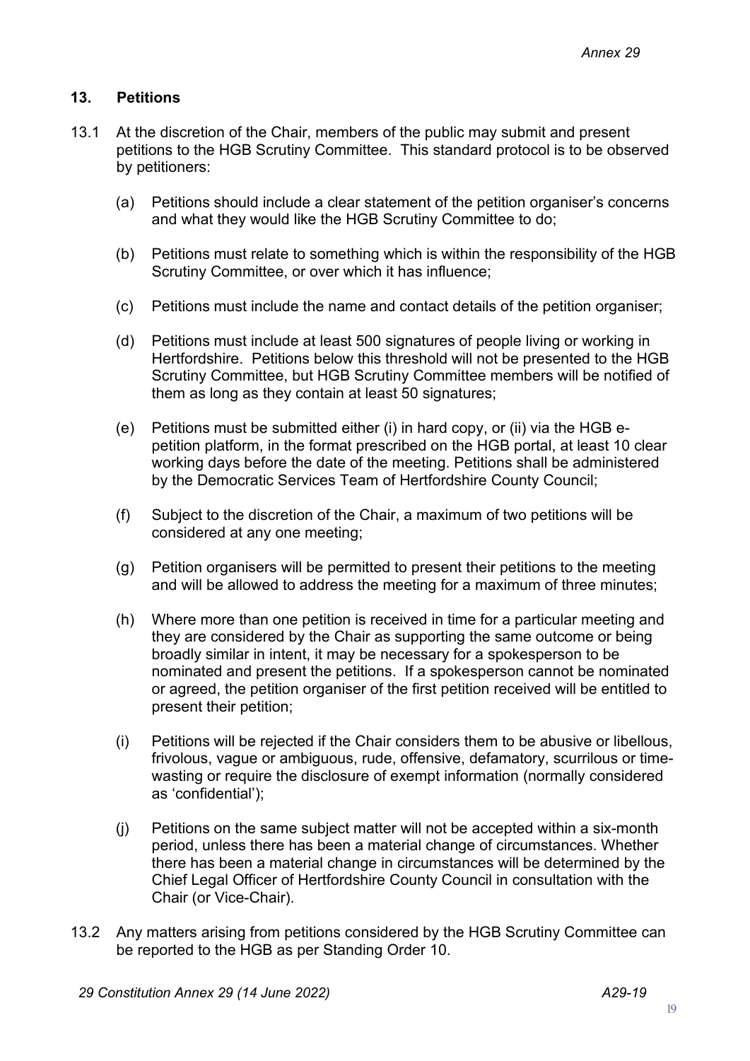## 13. Petitions

13.1 At the discretion of the Chair, members of the public may submit and present petitions to the HGB Scrutiny Committee. This standard protocol is to be observed by petitioners:

(a) Petitions should include a clear statement of the petition organiser's concerns and what they would like the HGB Scrutiny Committee to do;

(b) Petitions must relate to something which is within the responsibility of the HGB Scrutiny Committee, or over which it has influence;

(c) Petitions must include the name and contact details of the petition organiser;

(d) Petitions must include at least 500 signatures of people living or working in Hertfordshire. Petitions below this threshold will not be presented to the HGB Scrutiny Committee, but HGB Scrutiny Committee members will be notified of them as long as they contain at least 50 signatures;

(e) Petitions must be submitted either (i) in hard copy, or (ii) via the HGB e-petition platform, in the format prescribed on the HGB portal, at least 10 clear working days before the date of the meeting. Petitions shall be administered by the Democratic Services Team of Hertfordshire County Council;

(f) Subject to the discretion of the Chair, a maximum of two petitions will be considered at any one meeting;

(g) Petition organisers will be permitted to present their petitions to the meeting and will be allowed to address the meeting for a maximum of three minutes;

(h) Where more than one petition is received in time for a particular meeting and they are considered by the Chair as supporting the same outcome or being broadly similar in intent, it may be necessary for a spokesperson to be nominated and present the petitions. If a spokesperson cannot be nominated or agreed, the petition organiser of the first petition received will be entitled to present their petition;

(i) Petitions will be rejected if the Chair considers them to be abusive or libellous, frivolous, vague or ambiguous, rude, offensive, defamatory, scurrilous or time-wasting or require the disclosure of exempt information (normally considered as 'confidential');

(j) Petitions on the same subject matter will not be accepted within a six-month period, unless there has been a material change of circumstances. Whether there has been a material change in circumstances will be determined by the Chief Legal Officer of Hertfordshire County Council in consultation with the Chair (or Vice-Chair).

13.2 Any matters arising from petitions considered by the HGB Scrutiny Committee can be reported to the HGB as per Standing Order 10.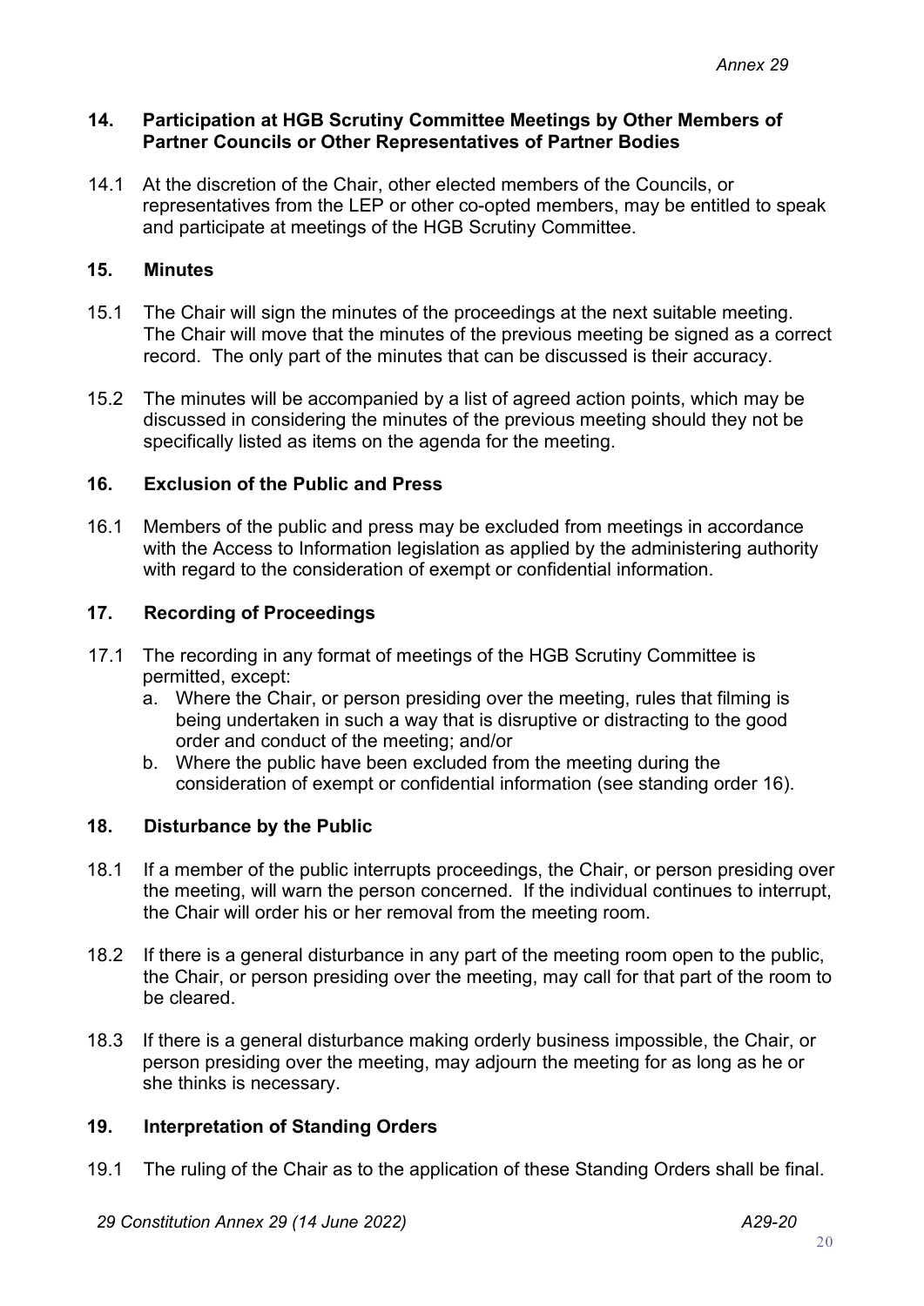## 14. Participation at HGB Scrutiny Committee Meetings by Other Members of Partner Councils or Other Representatives of Partner Bodies

14.1 At the discretion of the Chair, other elected members of the Councils, or representatives from the LEP or other co-opted members, may be entitled to speak and participate at meetings of the HGB Scrutiny Committee.

## 15. Minutes

15.1 The Chair will sign the minutes of the proceedings at the next suitable meeting. The Chair will move that the minutes of the previous meeting be signed as a correct record. The only part of the minutes that can be discussed is their accuracy.

15.2 The minutes will be accompanied by a list of agreed action points, which may be discussed in considering the minutes of the previous meeting should they not be specifically listed as items on the agenda for the meeting.

## 16. Exclusion of the Public and Press

16.1 Members of the public and press may be excluded from meetings in accordance with the Access to Information legislation as applied by the administering authority with regard to the consideration of exempt or confidential information.

## 17. Recording of Proceedings

17.1 The recording in any format of meetings of the HGB Scrutiny Committee is permitted, except:

a. Where the Chair, or person presiding over the meeting, rules that filming is being undertaken in such a way that is disruptive or distracting to the good order and conduct of the meeting; and/or
b. Where the public have been excluded from the meeting during the consideration of exempt or confidential information (see standing order 16).

## 18. Disturbance by the Public

18.1 If a member of the public interrupts proceedings, the Chair, or person presiding over the meeting, will warn the person concerned. If the individual continues to interrupt, the Chair will order his or her removal from the meeting room.

18.2 If there is a general disturbance in any part of the meeting room open to the public, the Chair, or person presiding over the meeting, may call for that part of the room to be cleared.

18.3 If there is a general disturbance making orderly business impossible, the Chair, or person presiding over the meeting, may adjourn the meeting for as long as he or she thinks is necessary.

## 19. Interpretation of Standing Orders

19.1 The ruling of the Chair as to the application of these Standing Orders shall be final.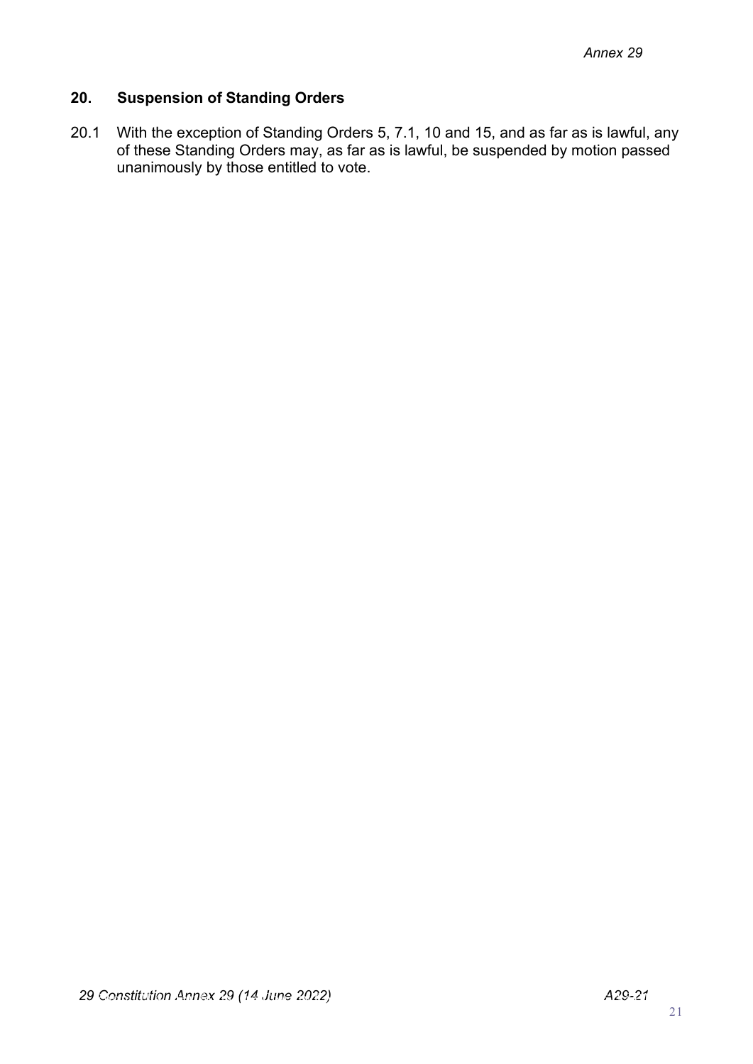## 20. Suspension of Standing Orders

20.1 With the exception of Standing Orders 5, 7.1, 10 and 15, and as far as is lawful, any of these Standing Orders may, as far as is lawful, be suspended by motion passed unanimously by those entitled to vote.